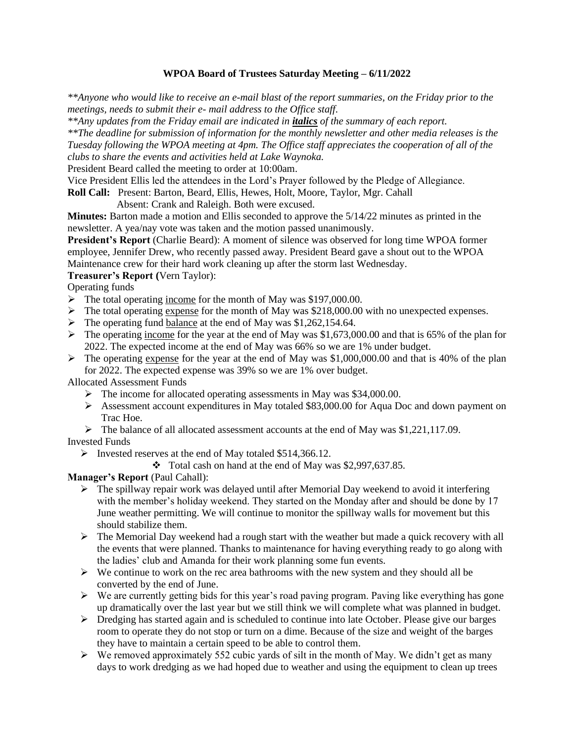# WPOA Board of Trustees Saturday Meeting – 6/11/2022

*\*\*Anyone who would like to receive an e-mail blast of the report summaries, on the Friday prior to the meetings, needs to submit their e- mail address to the Office staff.*

*\*\*Any updates from the Friday email are indicated in **italics** of the summary of each report.*

*\*\*The deadline for submission of information for the monthly newsletter and other media releases is the Tuesday following the WPOA meeting at 4pm. The Office staff appreciates the cooperation of all of the clubs to share the events and activities held at Lake Waynoka.*

President Beard called the meeting to order at 10:00am.

Vice President Ellis led the attendees in the Lord's Prayer followed by the Pledge of Allegiance.

**Roll Call:** Present: Barton, Beard, Ellis, Hewes, Holt, Moore, Taylor, Mgr. Cahall
Absent: Crank and Raleigh. Both were excused.

**Minutes:** Barton made a motion and Ellis seconded to approve the 5/14/22 minutes as printed in the newsletter. A yea/nay vote was taken and the motion passed unanimously.

**President's Report** (Charlie Beard): A moment of silence was observed for long time WPOA former employee, Jennifer Drew, who recently passed away. President Beard gave a shout out to the WPOA Maintenance crew for their hard work cleaning up after the storm last Wednesday.

**Treasurer's Report (**Vern Taylor):

Operating funds

- The total operating income for the month of May was $197,000.00.
- The total operating expense for the month of May was $218,000.00 with no unexpected expenses.
- The operating fund balance at the end of May was $1,262,154.64.
- The operating income for the year at the end of May was $1,673,000.00 and that is 65% of the plan for 2022. The expected income at the end of May was 66% so we are 1% under budget.
- The operating expense for the year at the end of May was $1,000,000.00 and that is 40% of the plan for 2022. The expected expense was 39% so we are 1% over budget.

Allocated Assessment Funds

- The income for allocated operating assessments in May was $34,000.00.
- Assessment account expenditures in May totaled $83,000.00 for Aqua Doc and down payment on Trac Hoe.
- The balance of all allocated assessment accounts at the end of May was $1,221,117.09.

Invested Funds

- Invested reserves at the end of May totaled $514,366.12.
  - Total cash on hand at the end of May was $2,997,637.85.

**Manager's Report** (Paul Cahall):

- The spillway repair work was delayed until after Memorial Day weekend to avoid it interfering with the member's holiday weekend. They started on the Monday after and should be done by 17 June weather permitting. We will continue to monitor the spillway walls for movement but this should stabilize them.
- The Memorial Day weekend had a rough start with the weather but made a quick recovery with all the events that were planned. Thanks to maintenance for having everything ready to go along with the ladies' club and Amanda for their work planning some fun events.
- We continue to work on the rec area bathrooms with the new system and they should all be converted by the end of June.
- We are currently getting bids for this year's road paving program. Paving like everything has gone up dramatically over the last year but we still think we will complete what was planned in budget.
- Dredging has started again and is scheduled to continue into late October. Please give our barges room to operate they do not stop or turn on a dime. Because of the size and weight of the barges they have to maintain a certain speed to be able to control them.
- We removed approximately 552 cubic yards of silt in the month of May. We didn't get as many days to work dredging as we had hoped due to weather and using the equipment to clean up trees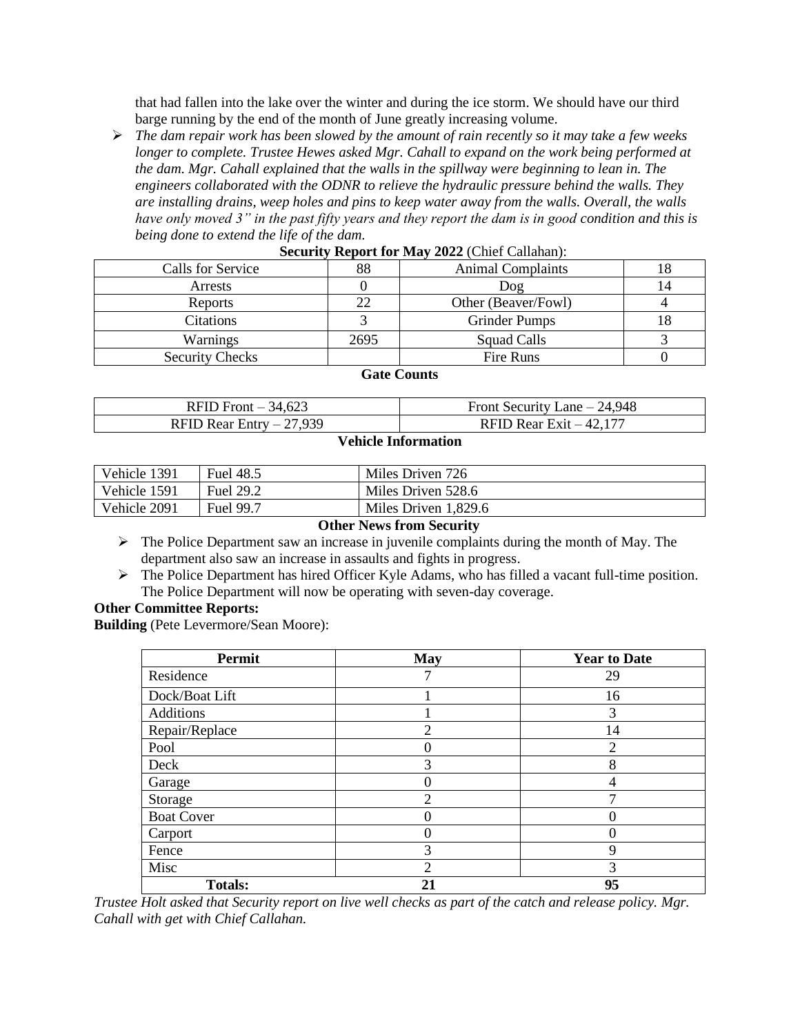that had fallen into the lake over the winter and during the ice storm. We should have our third barge running by the end of the month of June greatly increasing volume.

- *The dam repair work has been slowed by the amount of rain recently so it may take a few weeks longer to complete. Trustee Hewes asked Mgr. Cahall to expand on the work being performed at the dam. Mgr. Cahall explained that the walls in the spillway were beginning to lean in. The engineers collaborated with the ODNR to relieve the hydraulic pressure behind the walls. They are installing drains, weep holes and pins to keep water away from the walls. Overall, the walls have only moved 3" in the past fifty years and they report the dam is in good condition and this is being done to extend the life of the dam.*

**Security Report for May 2022** (Chief Callahan):

| Calls for Service | 88 | Animal Complaints | 18 |
|---|---|---|---|
| Arrests | 0 | Dog | 14 |
| Reports | 22 | Other (Beaver/Fowl) | 4 |
| Citations | 3 | Grinder Pumps | 18 |
| Warnings | 2695 | Squad Calls | 3 |
| Security Checks | | Fire Runs | 0 |

**Gate Counts**

| RFID Front – 34,623 | Front Security Lane – 24,948 |
|---|---|
| RFID Rear Entry – 27,939 | RFID Rear Exit – 42,177 |

**Vehicle Information**

| Vehicle 1391 | Fuel 48.5 | Miles Driven 726 |
|---|---|---|
| Vehicle 1591 | Fuel 29.2 | Miles Driven 528.6 |
| Vehicle 2091 | Fuel 99.7 | Miles Driven 1,829.6 |

**Other News from Security**

- The Police Department saw an increase in juvenile complaints during the month of May. The department also saw an increase in assaults and fights in progress.
- The Police Department has hired Officer Kyle Adams, who has filled a vacant full-time position. The Police Department will now be operating with seven-day coverage.

**Other Committee Reports:**

**Building** (Pete Levermore/Sean Moore):

| Permit | May | Year to Date |
|---|---|---|
| Residence | 7 | 29 |
| Dock/Boat Lift | 1 | 16 |
| Additions | 1 | 3 |
| Repair/Replace | 2 | 14 |
| Pool | 0 | 2 |
| Deck | 3 | 8 |
| Garage | 0 | 4 |
| Storage | 2 | 7 |
| Boat Cover | 0 | 0 |
| Carport | 0 | 0 |
| Fence | 3 | 9 |
| Misc | 2 | 3 |
| **Totals:** | **21** | **95** |

*Trustee Holt asked that Security report on live well checks as part of the catch and release policy. Mgr. Cahall with get with Chief Callahan.*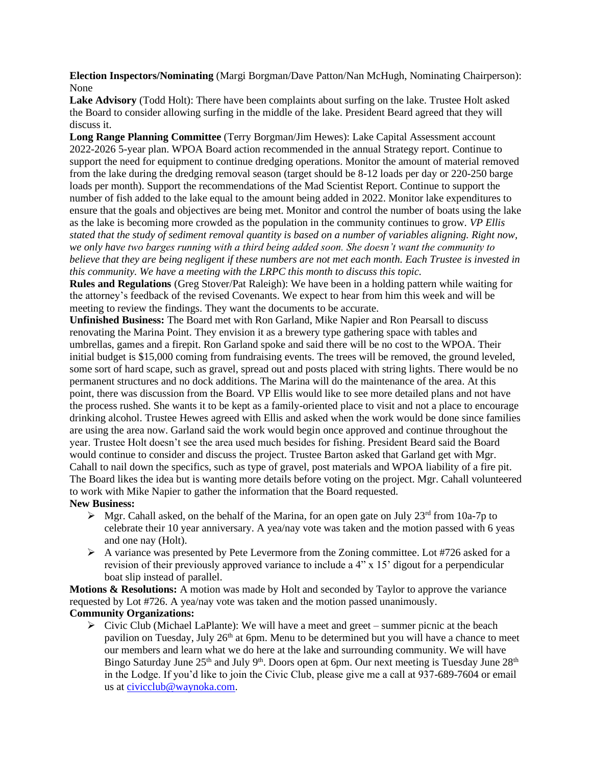**Election Inspectors/Nominating** (Margi Borgman/Dave Patton/Nan McHugh, Nominating Chairperson): None

**Lake Advisory** (Todd Holt): There have been complaints about surfing on the lake. Trustee Holt asked the Board to consider allowing surfing in the middle of the lake. President Beard agreed that they will discuss it.

**Long Range Planning Committee** (Terry Borgman/Jim Hewes): Lake Capital Assessment account 2022-2026 5-year plan. WPOA Board action recommended in the annual Strategy report. Continue to support the need for equipment to continue dredging operations. Monitor the amount of material removed from the lake during the dredging removal season (target should be 8-12 loads per day or 220-250 barge loads per month). Support the recommendations of the Mad Scientist Report. Continue to support the number of fish added to the lake equal to the amount being added in 2022. Monitor lake expenditures to ensure that the goals and objectives are being met. Monitor and control the number of boats using the lake as the lake is becoming more crowded as the population in the community continues to grow. *VP Ellis stated that the study of sediment removal quantity is based on a number of variables aligning. Right now, we only have two barges running with a third being added soon. She doesn't want the community to believe that they are being negligent if these numbers are not met each month. Each Trustee is invested in this community. We have a meeting with the LRPC this month to discuss this topic.*

**Rules and Regulations** (Greg Stover/Pat Raleigh): We have been in a holding pattern while waiting for the attorney's feedback of the revised Covenants. We expect to hear from him this week and will be meeting to review the findings. They want the documents to be accurate.

**Unfinished Business:** The Board met with Ron Garland, Mike Napier and Ron Pearsall to discuss renovating the Marina Point. They envision it as a brewery type gathering space with tables and umbrellas, games and a firepit. Ron Garland spoke and said there will be no cost to the WPOA. Their initial budget is $15,000 coming from fundraising events. The trees will be removed, the ground leveled, some sort of hard scape, such as gravel, spread out and posts placed with string lights. There would be no permanent structures and no dock additions. The Marina will do the maintenance of the area. At this point, there was discussion from the Board. VP Ellis would like to see more detailed plans and not have the process rushed. She wants it to be kept as a family-oriented place to visit and not a place to encourage drinking alcohol. Trustee Hewes agreed with Ellis and asked when the work would be done since families are using the area now. Garland said the work would begin once approved and continue throughout the year. Trustee Holt doesn't see the area used much besides for fishing. President Beard said the Board would continue to consider and discuss the project. Trustee Barton asked that Garland get with Mgr. Cahall to nail down the specifics, such as type of gravel, post materials and WPOA liability of a fire pit. The Board likes the idea but is wanting more details before voting on the project. Mgr. Cahall volunteered to work with Mike Napier to gather the information that the Board requested.

**New Business:**

- Mgr. Cahall asked, on the behalf of the Marina, for an open gate on July 23rd from 10a-7p to celebrate their 10 year anniversary. A yea/nay vote was taken and the motion passed with 6 yeas and one nay (Holt).
- A variance was presented by Pete Levermore from the Zoning committee. Lot #726 asked for a revision of their previously approved variance to include a 4" x 15' digout for a perpendicular boat slip instead of parallel.

**Motions & Resolutions:** A motion was made by Holt and seconded by Taylor to approve the variance requested by Lot #726. A yea/nay vote was taken and the motion passed unanimously.

**Community Organizations:**

- Civic Club (Michael LaPlante): We will have a meet and greet – summer picnic at the beach pavilion on Tuesday, July 26th at 6pm. Menu to be determined but you will have a chance to meet our members and learn what we do here at the lake and surrounding community. We will have Bingo Saturday June 25th and July 9th. Doors open at 6pm. Our next meeting is Tuesday June 28th in the Lodge. If you'd like to join the Civic Club, please give me a call at 937-689-7604 or email us at civicclub@waynoka.com.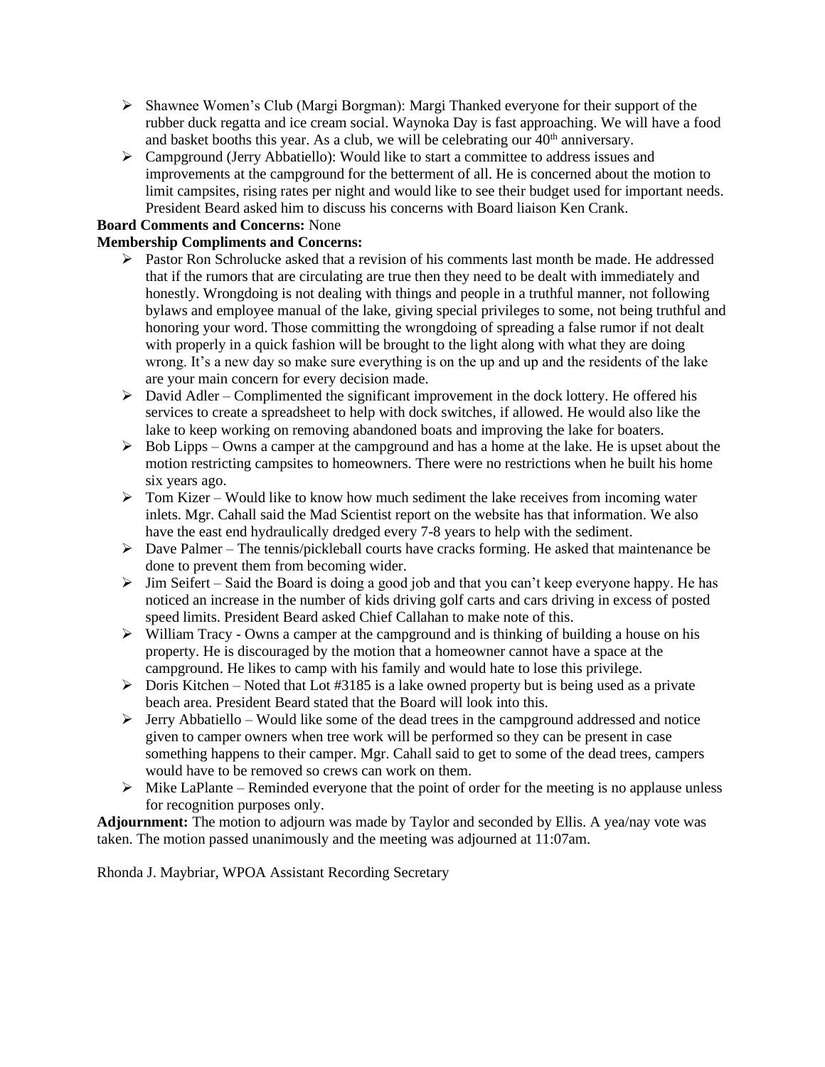- Shawnee Women's Club (Margi Borgman): Margi Thanked everyone for their support of the rubber duck regatta and ice cream social. Waynoka Day is fast approaching. We will have a food and basket booths this year. As a club, we will be celebrating our 40th anniversary.
- Campground (Jerry Abbatiello): Would like to start a committee to address issues and improvements at the campground for the betterment of all. He is concerned about the motion to limit campsites, rising rates per night and would like to see their budget used for important needs. President Beard asked him to discuss his concerns with Board liaison Ken Crank.

**Board Comments and Concerns:** None

**Membership Compliments and Concerns:**

- Pastor Ron Schrolucke asked that a revision of his comments last month be made. He addressed that if the rumors that are circulating are true then they need to be dealt with immediately and honestly. Wrongdoing is not dealing with things and people in a truthful manner, not following bylaws and employee manual of the lake, giving special privileges to some, not being truthful and honoring your word. Those committing the wrongdoing of spreading a false rumor if not dealt with properly in a quick fashion will be brought to the light along with what they are doing wrong. It's a new day so make sure everything is on the up and up and the residents of the lake are your main concern for every decision made.
- David Adler – Complimented the significant improvement in the dock lottery. He offered his services to create a spreadsheet to help with dock switches, if allowed. He would also like the lake to keep working on removing abandoned boats and improving the lake for boaters.
- Bob Lipps – Owns a camper at the campground and has a home at the lake. He is upset about the motion restricting campsites to homeowners. There were no restrictions when he built his home six years ago.
- Tom Kizer – Would like to know how much sediment the lake receives from incoming water inlets. Mgr. Cahall said the Mad Scientist report on the website has that information. We also have the east end hydraulically dredged every 7-8 years to help with the sediment.
- Dave Palmer – The tennis/pickleball courts have cracks forming. He asked that maintenance be done to prevent them from becoming wider.
- Jim Seifert – Said the Board is doing a good job and that you can't keep everyone happy. He has noticed an increase in the number of kids driving golf carts and cars driving in excess of posted speed limits. President Beard asked Chief Callahan to make note of this.
- William Tracy - Owns a camper at the campground and is thinking of building a house on his property. He is discouraged by the motion that a homeowner cannot have a space at the campground. He likes to camp with his family and would hate to lose this privilege.
- Doris Kitchen – Noted that Lot #3185 is a lake owned property but is being used as a private beach area. President Beard stated that the Board will look into this.
- Jerry Abbatiello – Would like some of the dead trees in the campground addressed and notice given to camper owners when tree work will be performed so they can be present in case something happens to their camper. Mgr. Cahall said to get to some of the dead trees, campers would have to be removed so crews can work on them.
- Mike LaPlante – Reminded everyone that the point of order for the meeting is no applause unless for recognition purposes only.

**Adjournment:** The motion to adjourn was made by Taylor and seconded by Ellis. A yea/nay vote was taken. The motion passed unanimously and the meeting was adjourned at 11:07am.

Rhonda J. Maybriar, WPOA Assistant Recording Secretary